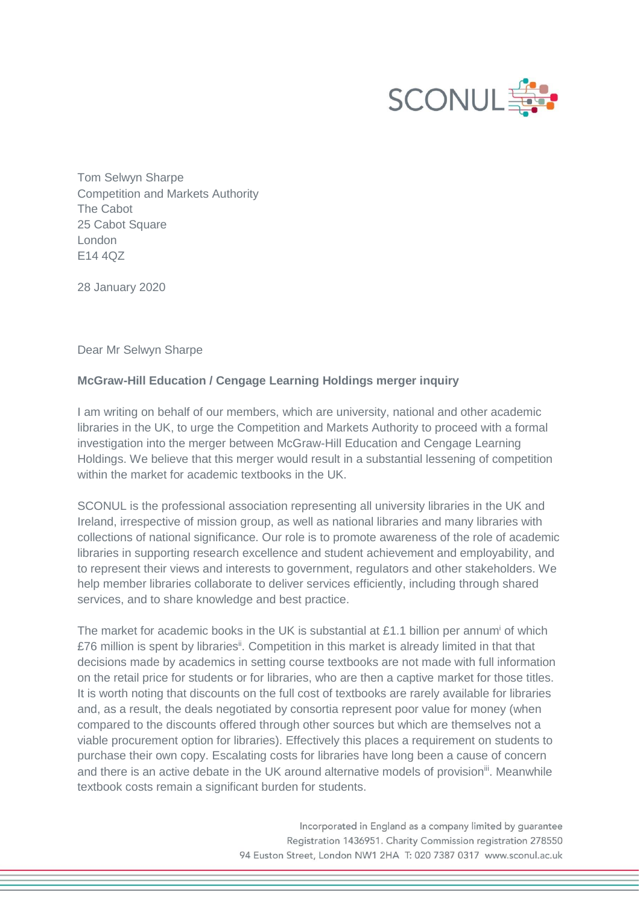SCONUL

Tom Selwyn Sharpe
Competition and Markets Authority
The Cabot
25 Cabot Square
London
E14 4QZ

28 January 2020

Dear Mr Selwyn Sharpe

**McGraw-Hill Education / Cengage Learning Holdings merger inquiry**

I am writing on behalf of our members, which are university, national and other academic libraries in the UK, to urge the Competition and Markets Authority to proceed with a formal investigation into the merger between McGraw-Hill Education and Cengage Learning Holdings. We believe that this merger would result in a substantial lessening of competition within the market for academic textbooks in the UK.

SCONUL is the professional association representing all university libraries in the UK and Ireland, irrespective of mission group, as well as national libraries and many libraries with collections of national significance. Our role is to promote awareness of the role of academic libraries in supporting research excellence and student achievement and employability, and to represent their views and interests to government, regulators and other stakeholders. We help member libraries collaborate to deliver services efficiently, including through shared services, and to share knowledge and best practice.

The market for academic books in the UK is substantial at £1.1 billion per annum[i] of which £76 million is spent by libraries[ii]. Competition in this market is already limited in that decisions made by academics in setting course textbooks are not made with full information on the retail price for students or for libraries, who are then a captive market for those titles. It is worth noting that discounts on the full cost of textbooks are rarely available for libraries and, as a result, the deals negotiated by consortia represent poor value for money (when compared to the discounts offered through other sources but which are themselves not a viable procurement option for libraries). Effectively this places a requirement on students to purchase their own copy. Escalating costs for libraries have long been a cause of concern and there is an active debate in the UK around alternative models of provision[iii]. Meanwhile textbook costs remain a significant burden for students.

Incorporated in England as a company limited by guarantee
Registration 1436951. Charity Commission registration 278550
94 Euston Street, London NW1 2HA T: 020 7387 0317 www.sconul.ac.uk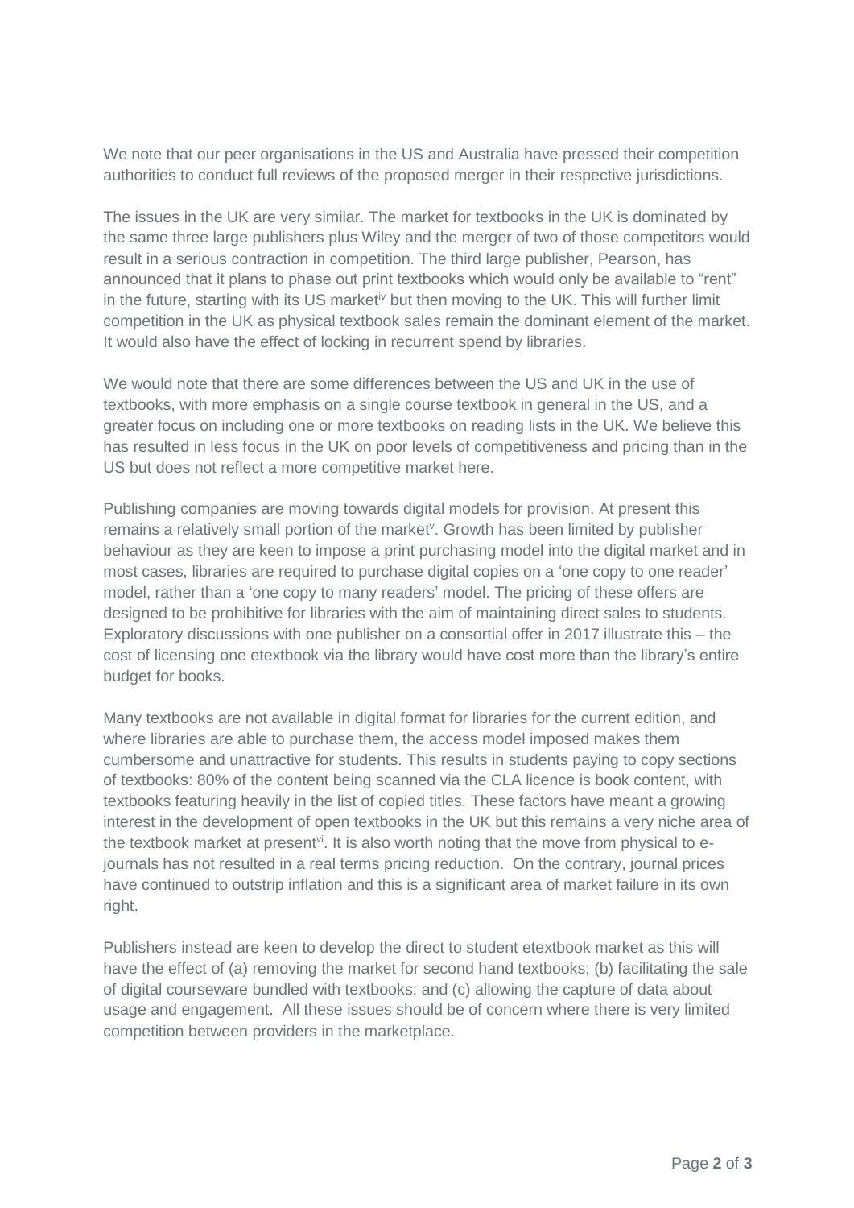We note that our peer organisations in the US and Australia have pressed their competition authorities to conduct full reviews of the proposed merger in their respective jurisdictions.

The issues in the UK are very similar. The market for textbooks in the UK is dominated by the same three large publishers plus Wiley and the merger of two of those competitors would result in a serious contraction in competition. The third large publisher, Pearson, has announced that it plans to phase out print textbooks which would only be available to "rent" in the future, starting with its US market[iv] but then moving to the UK. This will further limit competition in the UK as physical textbook sales remain the dominant element of the market. It would also have the effect of locking in recurrent spend by libraries.

We would note that there are some differences between the US and UK in the use of textbooks, with more emphasis on a single course textbook in general in the US, and a greater focus on including one or more textbooks on reading lists in the UK. We believe this has resulted in less focus in the UK on poor levels of competitiveness and pricing than in the US but does not reflect a more competitive market here.

Publishing companies are moving towards digital models for provision. At present this remains a relatively small portion of the market[v]. Growth has been limited by publisher behaviour as they are keen to impose a print purchasing model into the digital market and in most cases, libraries are required to purchase digital copies on a 'one copy to one reader' model, rather than a 'one copy to many readers' model. The pricing of these offers are designed to be prohibitive for libraries with the aim of maintaining direct sales to students. Exploratory discussions with one publisher on a consortial offer in 2017 illustrate this – the cost of licensing one etextbook via the library would have cost more than the library's entire budget for books.

Many textbooks are not available in digital format for libraries for the current edition, and where libraries are able to purchase them, the access model imposed makes them cumbersome and unattractive for students. This results in students paying to copy sections of textbooks: 80% of the content being scanned via the CLA licence is book content, with textbooks featuring heavily in the list of copied titles. These factors have meant a growing interest in the development of open textbooks in the UK but this remains a very niche area of the textbook market at present[vi]. It is also worth noting that the move from physical to e-journals has not resulted in a real terms pricing reduction. On the contrary, journal prices have continued to outstrip inflation and this is a significant area of market failure in its own right.

Publishers instead are keen to develop the direct to student etextbook market as this will have the effect of (a) removing the market for second hand textbooks; (b) facilitating the sale of digital courseware bundled with textbooks; and (c) allowing the capture of data about usage and engagement. All these issues should be of concern where there is very limited competition between providers in the marketplace.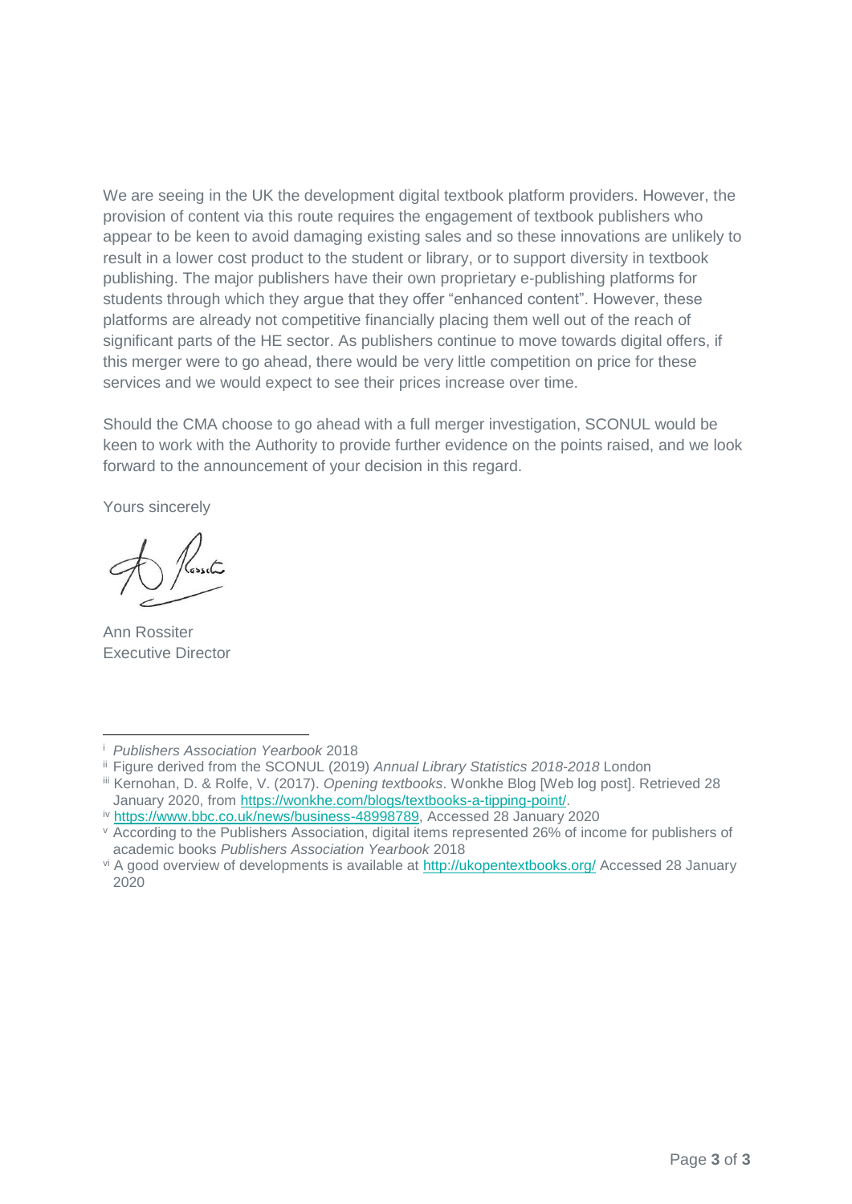We are seeing in the UK the development digital textbook platform providers. However, the provision of content via this route requires the engagement of textbook publishers who appear to be keen to avoid damaging existing sales and so these innovations are unlikely to result in a lower cost product to the student or library, or to support diversity in textbook publishing. The major publishers have their own proprietary e-publishing platforms for students through which they argue that they offer "enhanced content". However, these platforms are already not competitive financially placing them well out of the reach of significant parts of the HE sector. As publishers continue to move towards digital offers, if this merger were to go ahead, there would be very little competition on price for these services and we would expect to see their prices increase over time.

Should the CMA choose to go ahead with a full merger investigation, SCONUL would be keen to work with the Authority to provide further evidence on the points raised, and we look forward to the announcement of your decision in this regard.

Yours sincerely

Ann Rossiter
Executive Director

---

[i] *Publishers Association Yearbook* 2018

[ii] Figure derived from the SCONUL (2019) *Annual Library Statistics 2018-2018* London

[iii] Kernohan, D. & Rolfe, V. (2017). *Opening textbooks*. Wonkhe Blog [Web log post]. Retrieved 28 January 2020, from https://wonkhe.com/blogs/textbooks-a-tipping-point/.

[iv] https://www.bbc.co.uk/news/business-48998789, Accessed 28 January 2020

[v] According to the Publishers Association, digital items represented 26% of income for publishers of academic books *Publishers Association Yearbook* 2018

[vi] A good overview of developments is available at http://ukopentextbooks.org/ Accessed 28 January 2020